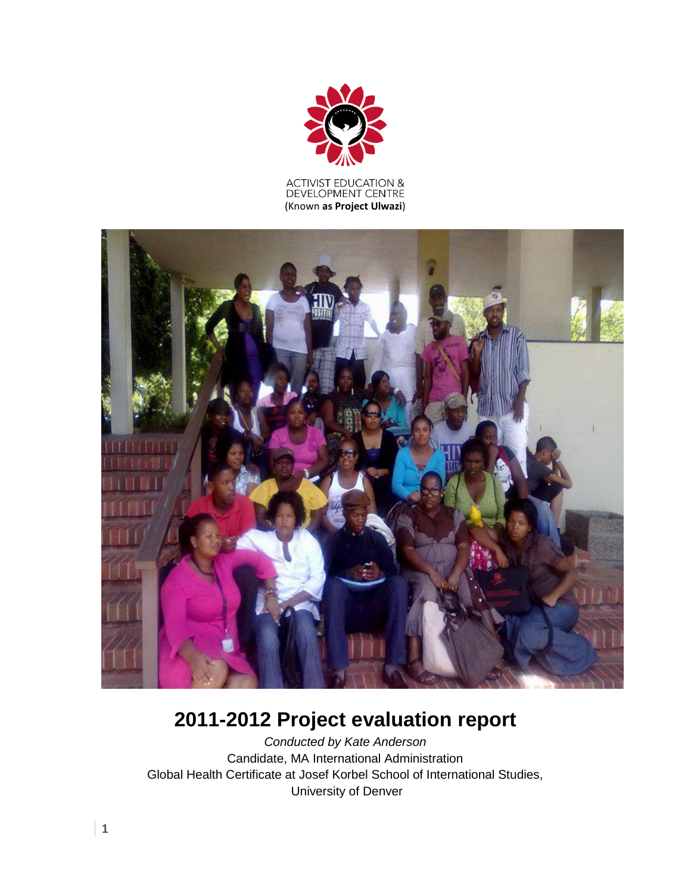ACTIVIST EDUCATION &
DEVELOPMENT CENTRE
(Known **as Project Ulwazi**)

# 2011-2012 Project evaluation report

*Conducted by Kate Anderson*

Candidate, MA International Administration

Global Health Certificate at Josef Korbel School of International Studies,

University of Denver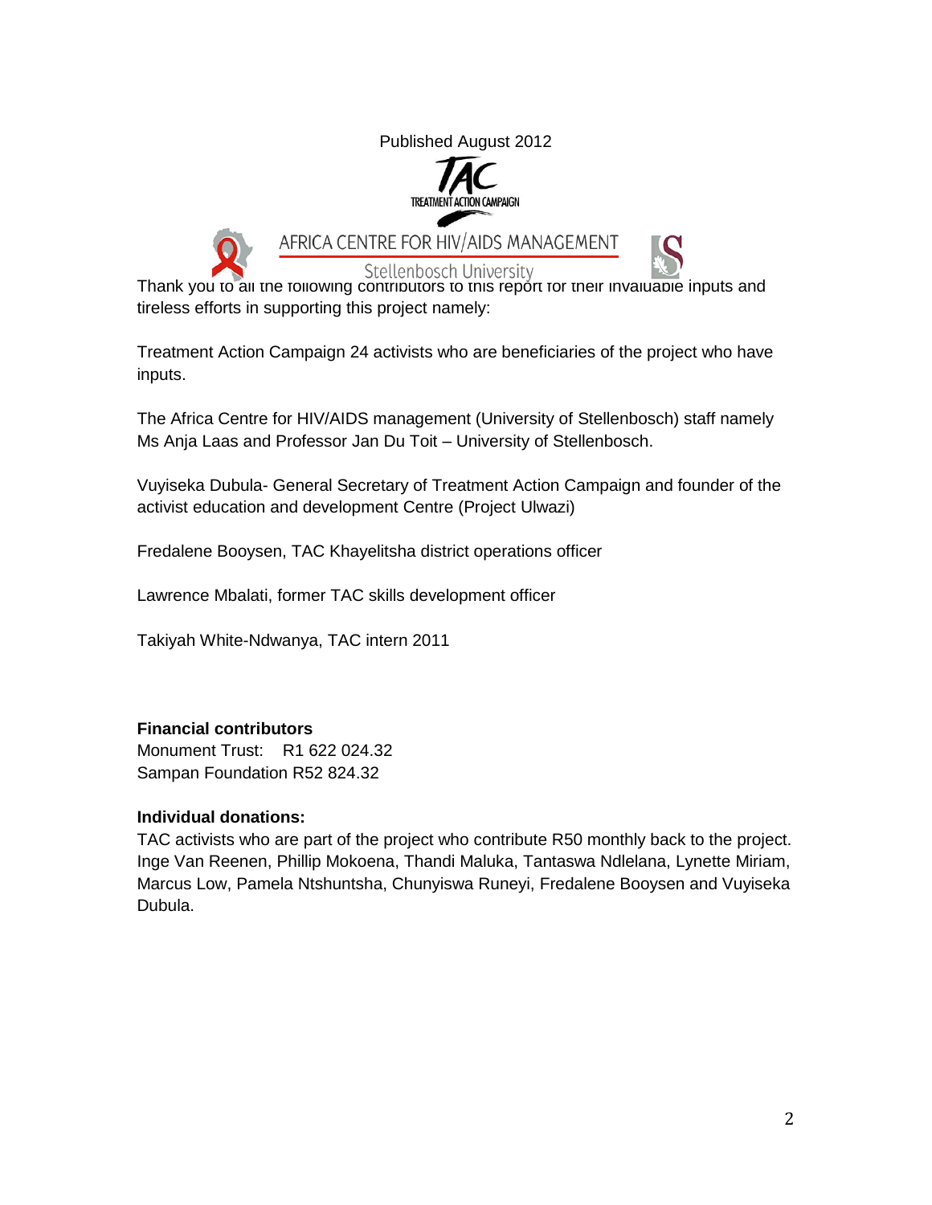Published August 2012

TREATMENT ACTION CAMPAIGN

AFRICA CENTRE FOR HIV/AIDS MANAGEMENT

Stellenbosch University

Thank you to all the following contributors to this report for their invaluable inputs and tireless efforts in supporting this project namely:

Treatment Action Campaign 24 activists who are beneficiaries of the project who have inputs.

The Africa Centre for HIV/AIDS management (University of Stellenbosch) staff namely Ms Anja Laas and Professor Jan Du Toit – University of Stellenbosch.

Vuyiseka Dubula- General Secretary of Treatment Action Campaign and founder of the activist education and development Centre (Project Ulwazi)

Fredalene Booysen, TAC Khayelitsha district operations officer

Lawrence Mbalati, former TAC skills development officer

Takiyah White-Ndwanya, TAC intern 2011

**Financial contributors**

Monument Trust: R1 622 024.32

Sampan Foundation R52 824.32

**Individual donations:**

TAC activists who are part of the project who contribute R50 monthly back to the project. Inge Van Reenen, Phillip Mokoena, Thandi Maluka, Tantaswa Ndlelana, Lynette Miriam, Marcus Low, Pamela Ntshuntsha, Chunyiswa Runeyi, Fredalene Booysen and Vuyiseka Dubula.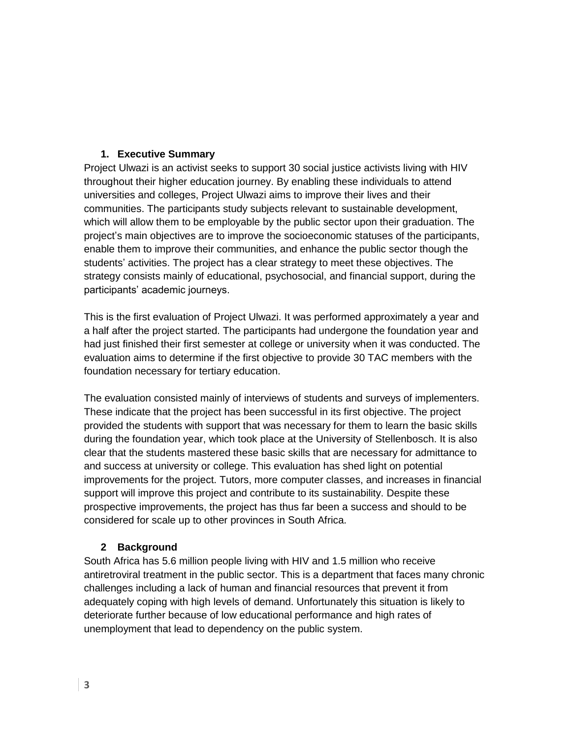## 1. Executive Summary

Project Ulwazi is an activist seeks to support 30 social justice activists living with HIV throughout their higher education journey. By enabling these individuals to attend universities and colleges, Project Ulwazi aims to improve their lives and their communities. The participants study subjects relevant to sustainable development, which will allow them to be employable by the public sector upon their graduation. The project's main objectives are to improve the socioeconomic statuses of the participants, enable them to improve their communities, and enhance the public sector though the students' activities. The project has a clear strategy to meet these objectives. The strategy consists mainly of educational, psychosocial, and financial support, during the participants' academic journeys.

This is the first evaluation of Project Ulwazi. It was performed approximately a year and a half after the project started. The participants had undergone the foundation year and had just finished their first semester at college or university when it was conducted. The evaluation aims to determine if the first objective to provide 30 TAC members with the foundation necessary for tertiary education.

The evaluation consisted mainly of interviews of students and surveys of implementers. These indicate that the project has been successful in its first objective. The project provided the students with support that was necessary for them to learn the basic skills during the foundation year, which took place at the University of Stellenbosch. It is also clear that the students mastered these basic skills that are necessary for admittance to and success at university or college. This evaluation has shed light on potential improvements for the project. Tutors, more computer classes, and increases in financial support will improve this project and contribute to its sustainability. Despite these prospective improvements, the project has thus far been a success and should to be considered for scale up to other provinces in South Africa.

## 2 Background

South Africa has 5.6 million people living with HIV and 1.5 million who receive antiretroviral treatment in the public sector. This is a department that faces many chronic challenges including a lack of human and financial resources that prevent it from adequately coping with high levels of demand. Unfortunately this situation is likely to deteriorate further because of low educational performance and high rates of unemployment that lead to dependency on the public system.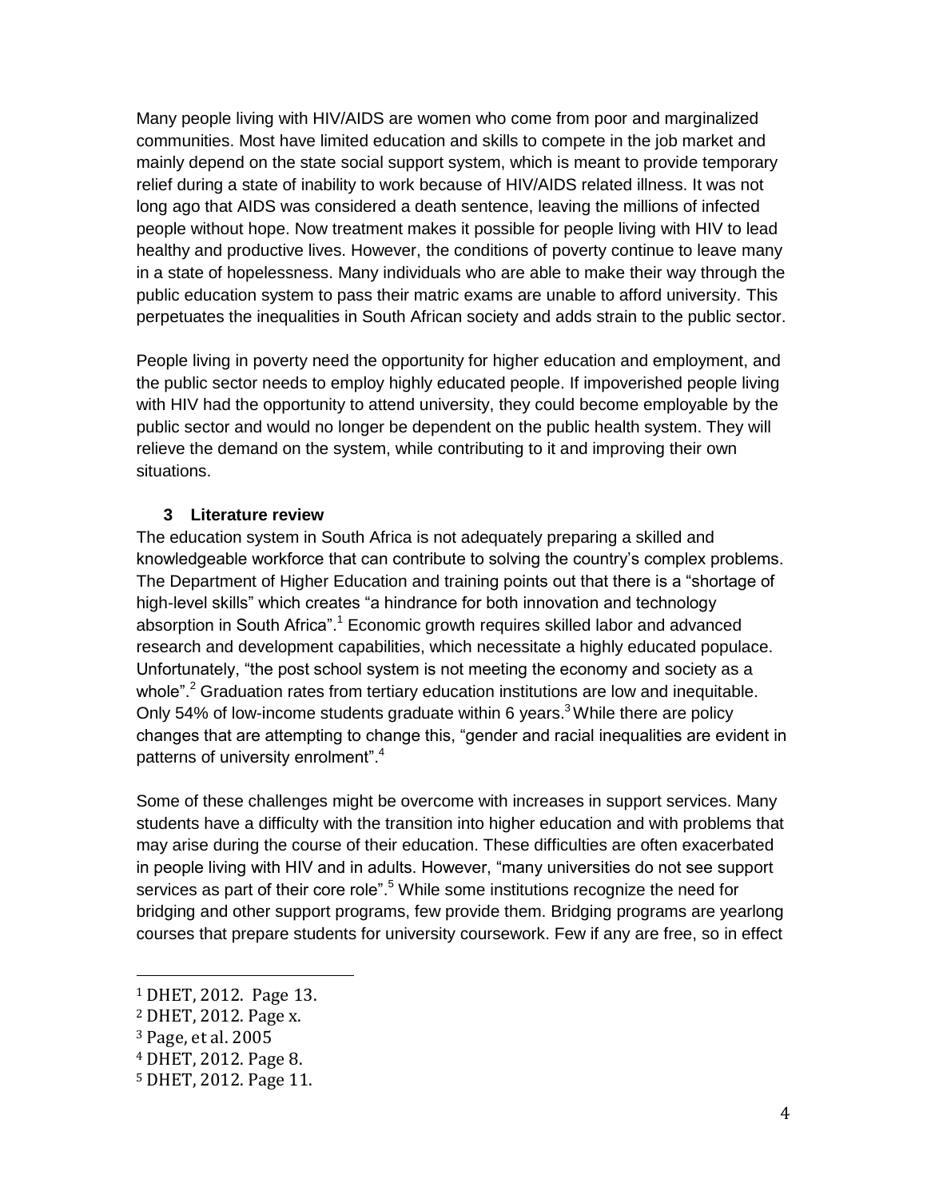Many people living with HIV/AIDS are women who come from poor and marginalized communities. Most have limited education and skills to compete in the job market and mainly depend on the state social support system, which is meant to provide temporary relief during a state of inability to work because of HIV/AIDS related illness. It was not long ago that AIDS was considered a death sentence, leaving the millions of infected people without hope. Now treatment makes it possible for people living with HIV to lead healthy and productive lives. However, the conditions of poverty continue to leave many in a state of hopelessness. Many individuals who are able to make their way through the public education system to pass their matric exams are unable to afford university. This perpetuates the inequalities in South African society and adds strain to the public sector.

People living in poverty need the opportunity for higher education and employment, and the public sector needs to employ highly educated people. If impoverished people living with HIV had the opportunity to attend university, they could become employable by the public sector and would no longer be dependent on the public health system. They will relieve the demand on the system, while contributing to it and improving their own situations.

## 3 Literature review

The education system in South Africa is not adequately preparing a skilled and knowledgeable workforce that can contribute to solving the country's complex problems. The Department of Higher Education and training points out that there is a "shortage of high-level skills" which creates "a hindrance for both innovation and technology absorption in South Africa".[1] Economic growth requires skilled labor and advanced research and development capabilities, which necessitate a highly educated populace. Unfortunately, "the post school system is not meeting the economy and society as a whole".[2] Graduation rates from tertiary education institutions are low and inequitable. Only 54% of low-income students graduate within 6 years.[3] While there are policy changes that are attempting to change this, "gender and racial inequalities are evident in patterns of university enrolment".[4]

Some of these challenges might be overcome with increases in support services. Many students have a difficulty with the transition into higher education and with problems that may arise during the course of their education. These difficulties are often exacerbated in people living with HIV and in adults. However, "many universities do not see support services as part of their core role".[5] While some institutions recognize the need for bridging and other support programs, few provide them. Bridging programs are yearlong courses that prepare students for university coursework. Few if any are free, so in effect

---

[1] DHET, 2012. Page 13.

[2] DHET, 2012. Page x.

[3] Page, et al. 2005

[4] DHET, 2012. Page 8.

[5] DHET, 2012. Page 11.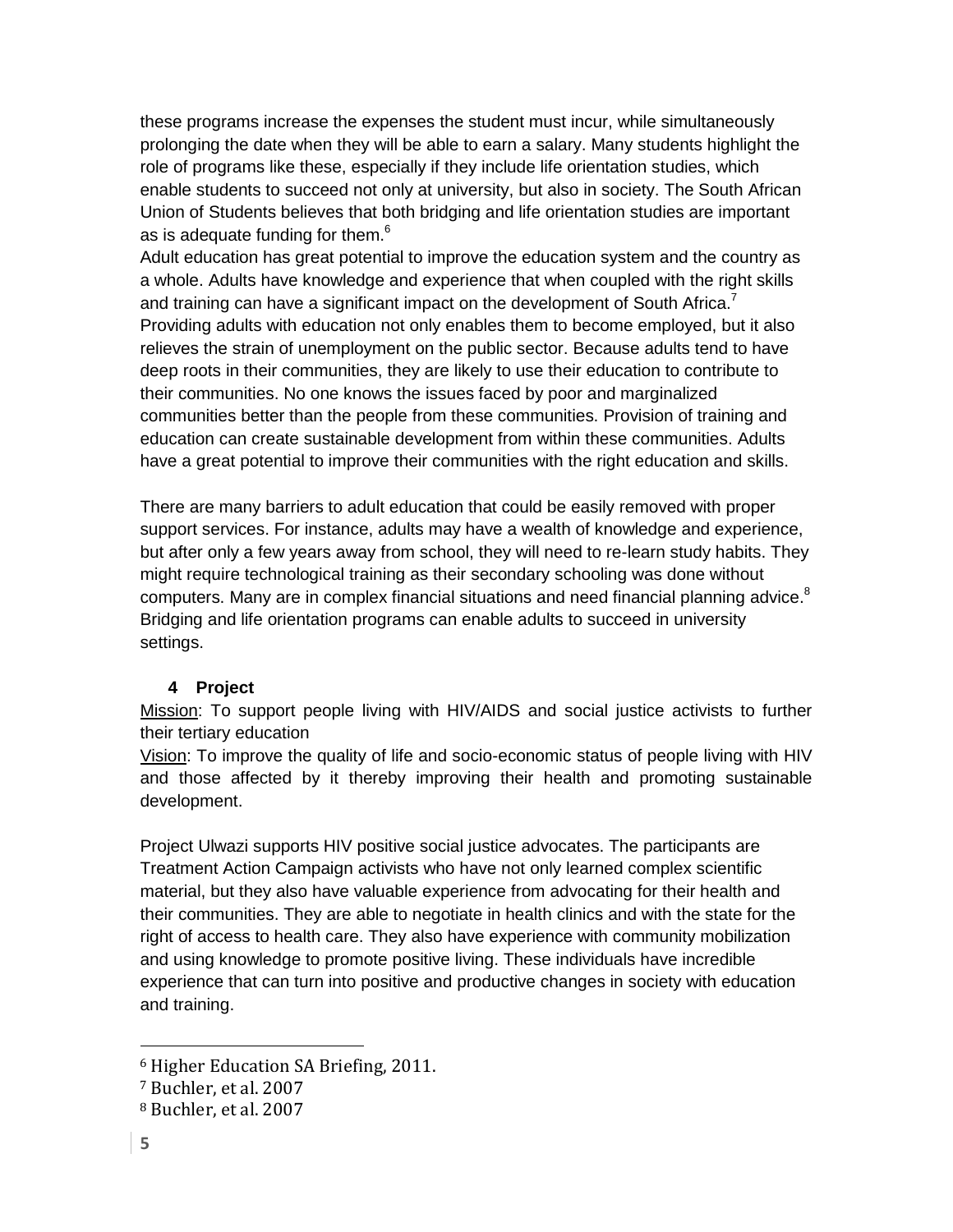these programs increase the expenses the student must incur, while simultaneously prolonging the date when they will be able to earn a salary. Many students highlight the role of programs like these, especially if they include life orientation studies, which enable students to succeed not only at university, but also in society. The South African Union of Students believes that both bridging and life orientation studies are important as is adequate funding for them.[6]

Adult education has great potential to improve the education system and the country as a whole. Adults have knowledge and experience that when coupled with the right skills and training can have a significant impact on the development of South Africa.[7] Providing adults with education not only enables them to become employed, but it also relieves the strain of unemployment on the public sector. Because adults tend to have deep roots in their communities, they are likely to use their education to contribute to their communities. No one knows the issues faced by poor and marginalized communities better than the people from these communities. Provision of training and education can create sustainable development from within these communities. Adults have a great potential to improve their communities with the right education and skills.

There are many barriers to adult education that could be easily removed with proper support services. For instance, adults may have a wealth of knowledge and experience, but after only a few years away from school, they will need to re-learn study habits. They might require technological training as their secondary schooling was done without computers. Many are in complex financial situations and need financial planning advice.[8] Bridging and life orientation programs can enable adults to succeed in university settings.

## 4 Project

Mission: To support people living with HIV/AIDS and social justice activists to further their tertiary education

Vision: To improve the quality of life and socio-economic status of people living with HIV and those affected by it thereby improving their health and promoting sustainable development.

Project Ulwazi supports HIV positive social justice advocates. The participants are Treatment Action Campaign activists who have not only learned complex scientific material, but they also have valuable experience from advocating for their health and their communities. They are able to negotiate in health clinics and with the state for the right of access to health care. They also have experience with community mobilization and using knowledge to promote positive living. These individuals have incredible experience that can turn into positive and productive changes in society with education and training.

---

[6] Higher Education SA Briefing, 2011.

[7] Buchler, et al. 2007

[8] Buchler, et al. 2007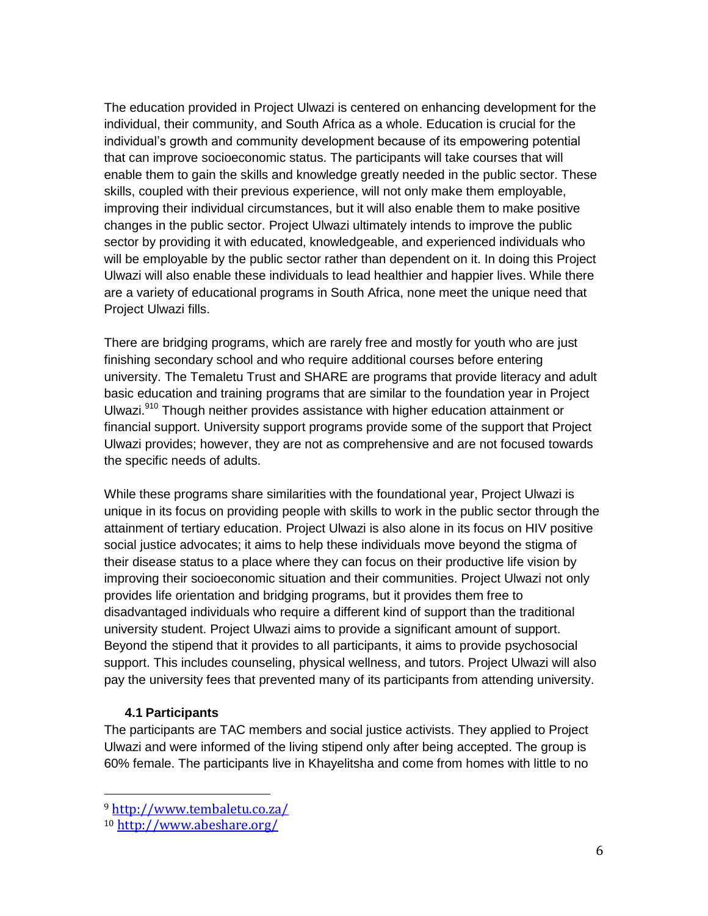The education provided in Project Ulwazi is centered on enhancing development for the individual, their community, and South Africa as a whole. Education is crucial for the individual's growth and community development because of its empowering potential that can improve socioeconomic status. The participants will take courses that will enable them to gain the skills and knowledge greatly needed in the public sector. These skills, coupled with their previous experience, will not only make them employable, improving their individual circumstances, but it will also enable them to make positive changes in the public sector. Project Ulwazi ultimately intends to improve the public sector by providing it with educated, knowledgeable, and experienced individuals who will be employable by the public sector rather than dependent on it. In doing this Project Ulwazi will also enable these individuals to lead healthier and happier lives. While there are a variety of educational programs in South Africa, none meet the unique need that Project Ulwazi fills.

There are bridging programs, which are rarely free and mostly for youth who are just finishing secondary school and who require additional courses before entering university. The Temaletu Trust and SHARE are programs that provide literacy and adult basic education and training programs that are similar to the foundation year in Project Ulwazi.[9][10] Though neither provides assistance with higher education attainment or financial support. University support programs provide some of the support that Project Ulwazi provides; however, they are not as comprehensive and are not focused towards the specific needs of adults.

While these programs share similarities with the foundational year, Project Ulwazi is unique in its focus on providing people with skills to work in the public sector through the attainment of tertiary education. Project Ulwazi is also alone in its focus on HIV positive social justice advocates; it aims to help these individuals move beyond the stigma of their disease status to a place where they can focus on their productive life vision by improving their socioeconomic situation and their communities. Project Ulwazi not only provides life orientation and bridging programs, but it provides them free to disadvantaged individuals who require a different kind of support than the traditional university student. Project Ulwazi aims to provide a significant amount of support. Beyond the stipend that it provides to all participants, it aims to provide psychosocial support. This includes counseling, physical wellness, and tutors. Project Ulwazi will also pay the university fees that prevented many of its participants from attending university.

### 4.1 Participants

The participants are TAC members and social justice activists. They applied to Project Ulwazi and were informed of the living stipend only after being accepted. The group is 60% female. The participants live in Khayelitsha and come from homes with little to no

[9] http://www.tembaletu.co.za/

[10] http://www.abeshare.org/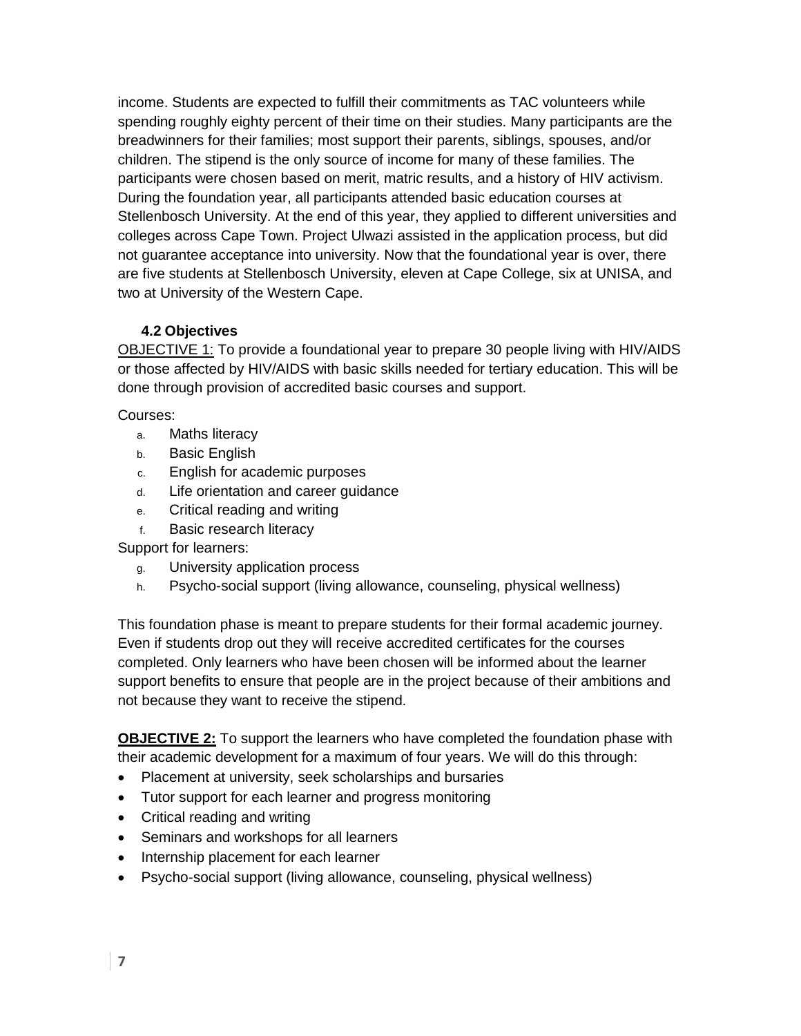income. Students are expected to fulfill their commitments as TAC volunteers while spending roughly eighty percent of their time on their studies. Many participants are the breadwinners for their families; most support their parents, siblings, spouses, and/or children. The stipend is the only source of income for many of these families. The participants were chosen based on merit, matric results, and a history of HIV activism. During the foundation year, all participants attended basic education courses at Stellenbosch University. At the end of this year, they applied to different universities and colleges across Cape Town. Project Ulwazi assisted in the application process, but did not guarantee acceptance into university. Now that the foundational year is over, there are five students at Stellenbosch University, eleven at Cape College, six at UNISA, and two at University of the Western Cape.

### 4.2 Objectives

OBJECTIVE 1: To provide a foundational year to prepare 30 people living with HIV/AIDS or those affected by HIV/AIDS with basic skills needed for tertiary education. This will be done through provision of accredited basic courses and support.

Courses:

a. Maths literacy
b. Basic English
c. English for academic purposes
d. Life orientation and career guidance
e. Critical reading and writing
f. Basic research literacy

Support for learners:

g. University application process
h. Psycho-social support (living allowance, counseling, physical wellness)

This foundation phase is meant to prepare students for their formal academic journey. Even if students drop out they will receive accredited certificates for the courses completed. Only learners who have been chosen will be informed about the learner support benefits to ensure that people are in the project because of their ambitions and not because they want to receive the stipend.

**OBJECTIVE 2:** To support the learners who have completed the foundation phase with their academic development for a maximum of four years. We will do this through:

- Placement at university, seek scholarships and bursaries
- Tutor support for each learner and progress monitoring
- Critical reading and writing
- Seminars and workshops for all learners
- Internship placement for each learner
- Psycho-social support (living allowance, counseling, physical wellness)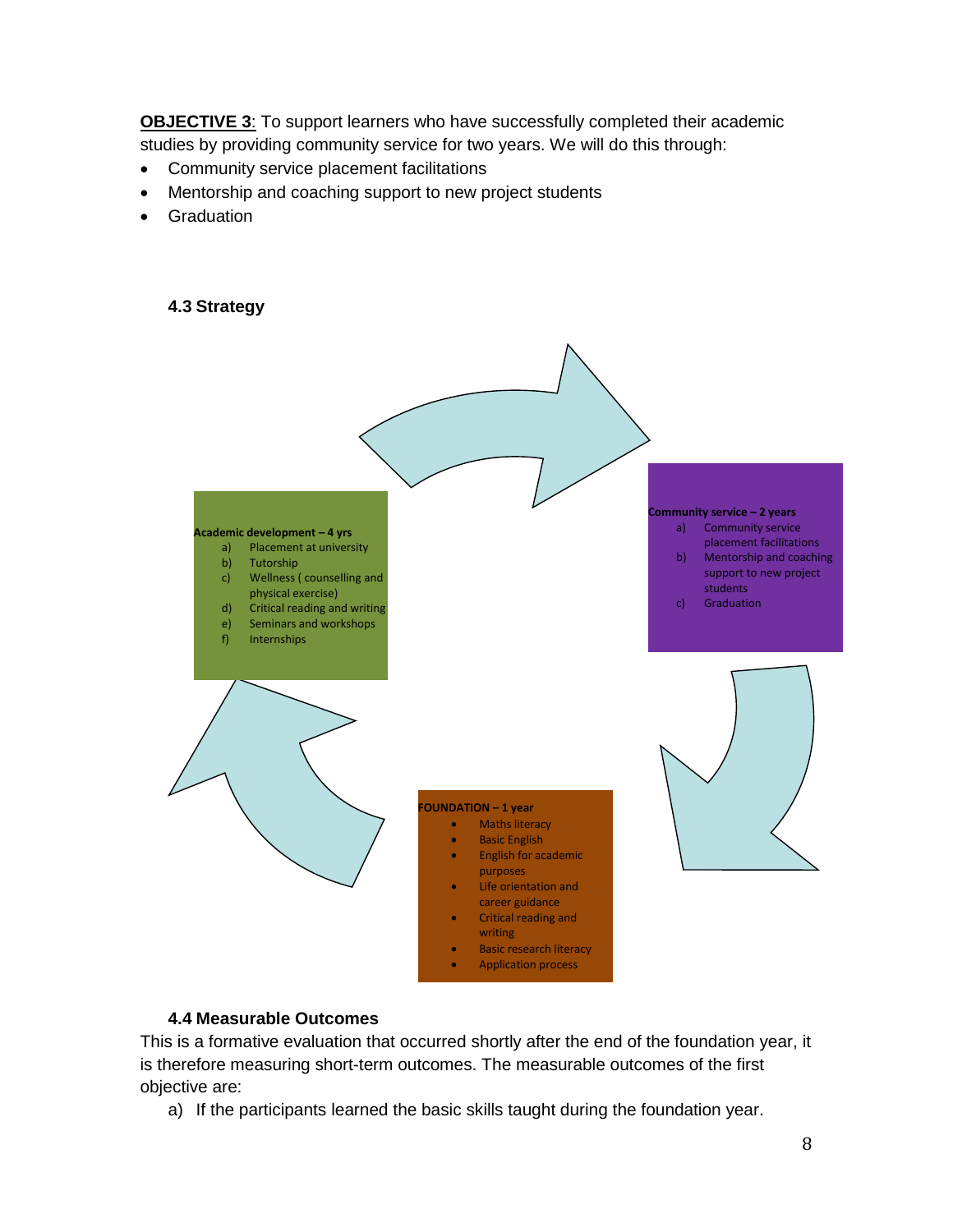**OBJECTIVE 3**: To support learners who have successfully completed their academic studies by providing community service for two years. We will do this through:

- Community service placement facilitations
- Mentorship and coaching support to new project students
- Graduation

### 4.3 Strategy

**Academic development – 4 yrs**

a) Placement at university
b) Tutorship
c) Wellness ( counselling and physical exercise)
d) Critical reading and writing
e) Seminars and workshops
f) Internships

**Community service – 2 years**

a) Community service placement facilitations
b) Mentorship and coaching support to new project students
c) Graduation

**FOUNDATION – 1 year**

- Maths literacy
- Basic English
- English for academic purposes
- Life orientation and career guidance
- Critical reading and writing
- Basic research literacy
- Application process

### 4.4 Measurable Outcomes

This is a formative evaluation that occurred shortly after the end of the foundation year, it is therefore measuring short-term outcomes. The measurable outcomes of the first objective are:

a) If the participants learned the basic skills taught during the foundation year.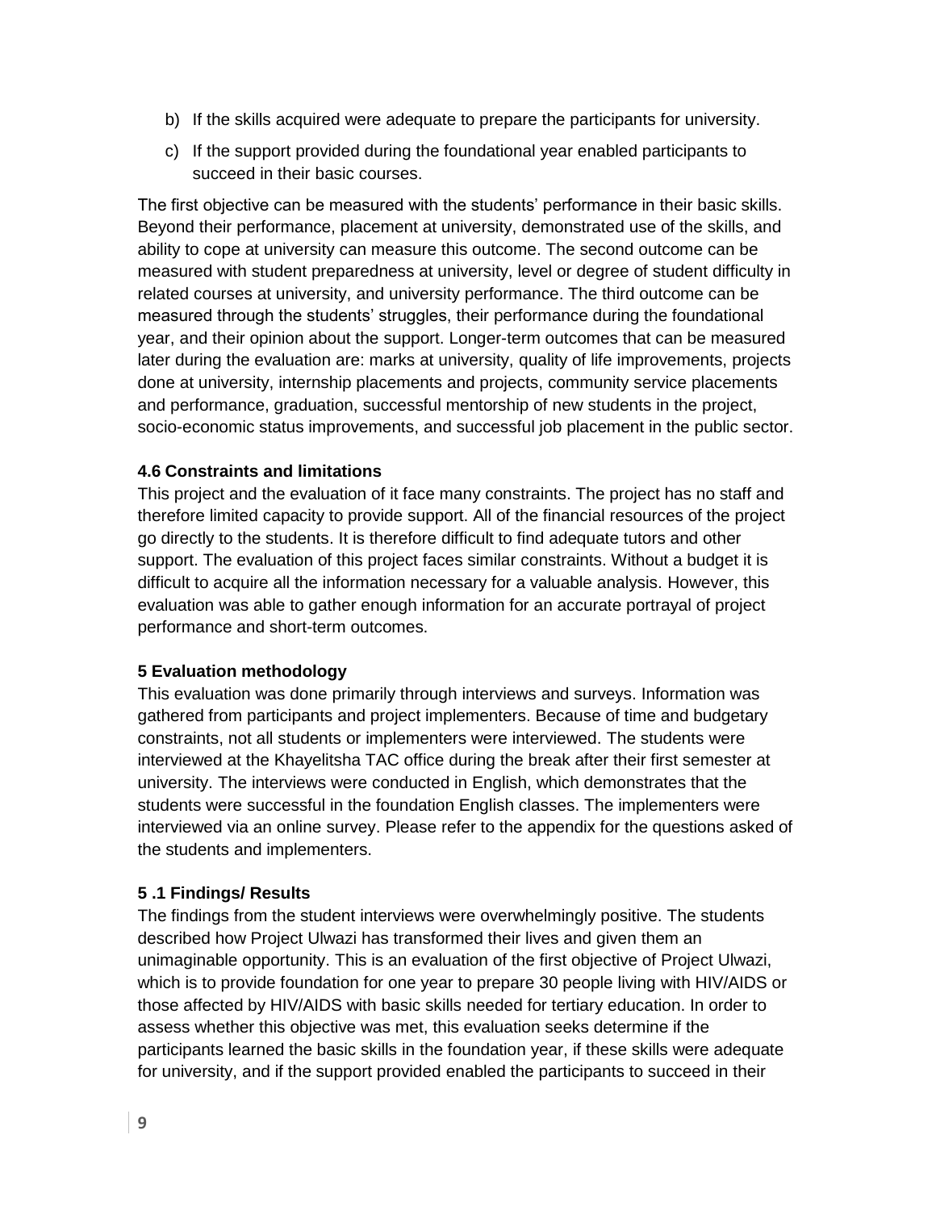b) If the skills acquired were adequate to prepare the participants for university.

c) If the support provided during the foundational year enabled participants to succeed in their basic courses.

The first objective can be measured with the students' performance in their basic skills. Beyond their performance, placement at university, demonstrated use of the skills, and ability to cope at university can measure this outcome. The second outcome can be measured with student preparedness at university, level or degree of student difficulty in related courses at university, and university performance. The third outcome can be measured through the students' struggles, their performance during the foundational year, and their opinion about the support. Longer-term outcomes that can be measured later during the evaluation are: marks at university, quality of life improvements, projects done at university, internship placements and projects, community service placements and performance, graduation, successful mentorship of new students in the project, socio-economic status improvements, and successful job placement in the public sector.

### 4.6 Constraints and limitations

This project and the evaluation of it face many constraints. The project has no staff and therefore limited capacity to provide support. All of the financial resources of the project go directly to the students. It is therefore difficult to find adequate tutors and other support. The evaluation of this project faces similar constraints. Without a budget it is difficult to acquire all the information necessary for a valuable analysis. However, this evaluation was able to gather enough information for an accurate portrayal of project performance and short-term outcomes.

## 5 Evaluation methodology

This evaluation was done primarily through interviews and surveys. Information was gathered from participants and project implementers. Because of time and budgetary constraints, not all students or implementers were interviewed. The students were interviewed at the Khayelitsha TAC office during the break after their first semester at university. The interviews were conducted in English, which demonstrates that the students were successful in the foundation English classes. The implementers were interviewed via an online survey. Please refer to the appendix for the questions asked of the students and implementers.

### 5 .1 Findings/ Results

The findings from the student interviews were overwhelmingly positive. The students described how Project Ulwazi has transformed their lives and given them an unimaginable opportunity. This is an evaluation of the first objective of Project Ulwazi, which is to provide foundation for one year to prepare 30 people living with HIV/AIDS or those affected by HIV/AIDS with basic skills needed for tertiary education. In order to assess whether this objective was met, this evaluation seeks determine if the participants learned the basic skills in the foundation year, if these skills were adequate for university, and if the support provided enabled the participants to succeed in their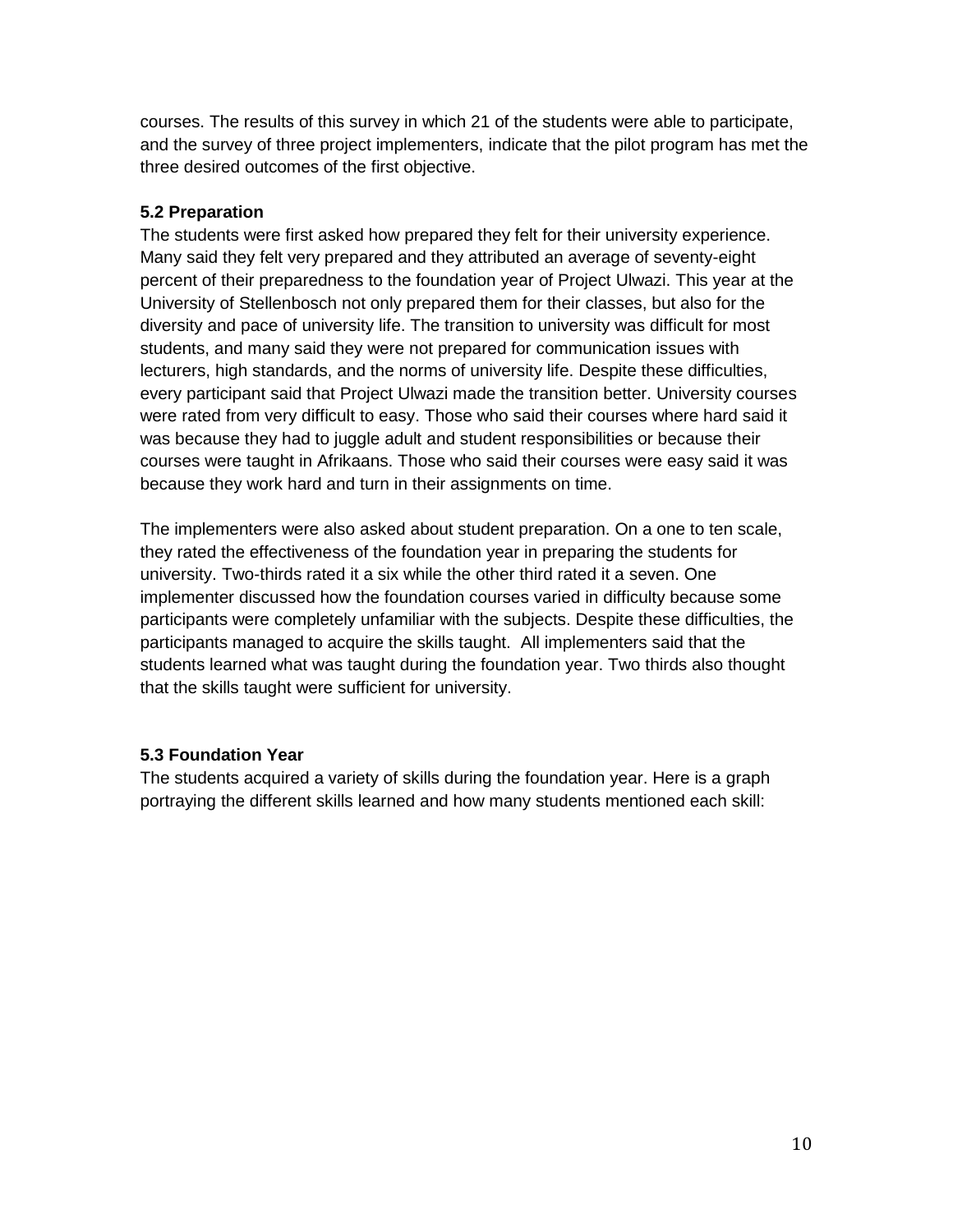courses. The results of this survey in which 21 of the students were able to participate, and the survey of three project implementers, indicate that the pilot program has met the three desired outcomes of the first objective.

### 5.2 Preparation

The students were first asked how prepared they felt for their university experience. Many said they felt very prepared and they attributed an average of seventy-eight percent of their preparedness to the foundation year of Project Ulwazi. This year at the University of Stellenbosch not only prepared them for their classes, but also for the diversity and pace of university life. The transition to university was difficult for most students, and many said they were not prepared for communication issues with lecturers, high standards, and the norms of university life. Despite these difficulties, every participant said that Project Ulwazi made the transition better. University courses were rated from very difficult to easy. Those who said their courses where hard said it was because they had to juggle adult and student responsibilities or because their courses were taught in Afrikaans. Those who said their courses were easy said it was because they work hard and turn in their assignments on time.

The implementers were also asked about student preparation. On a one to ten scale, they rated the effectiveness of the foundation year in preparing the students for university. Two-thirds rated it a six while the other third rated it a seven. One implementer discussed how the foundation courses varied in difficulty because some participants were completely unfamiliar with the subjects. Despite these difficulties, the participants managed to acquire the skills taught. All implementers said that the students learned what was taught during the foundation year. Two thirds also thought that the skills taught were sufficient for university.

### 5.3 Foundation Year

The students acquired a variety of skills during the foundation year. Here is a graph portraying the different skills learned and how many students mentioned each skill: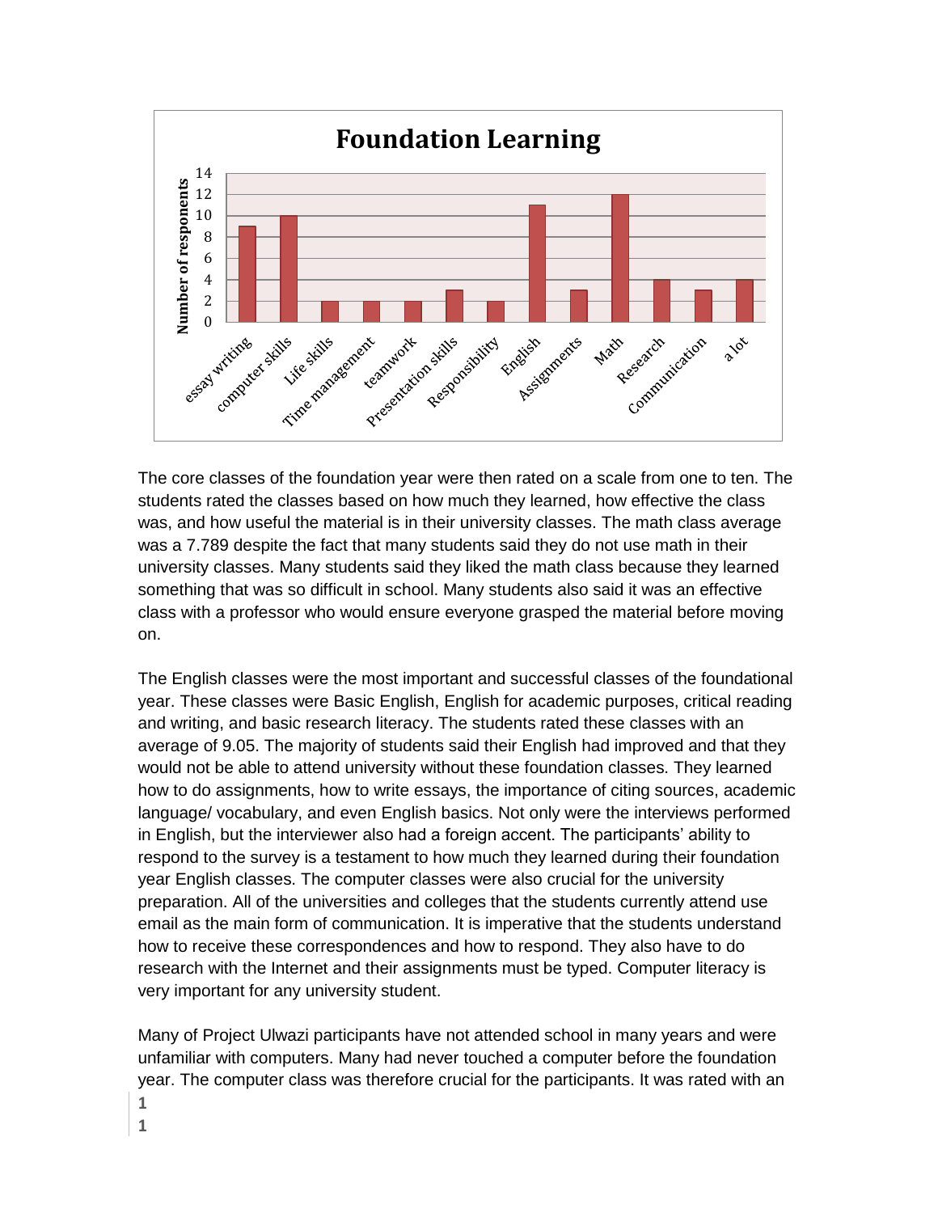**Foundation Learning**

| Category | Number of responents |
|---|---|
| essay writing | 9 |
| computer skills | 10 |
| Life skills | 2 |
| Time management | 2 |
| teamwork | 2 |
| Presentation skills | 3 |
| Responsibility | 2 |
| English | 11 |
| Assignments | 3 |
| Math | 12 |
| Research | 4 |
| Communication | 3 |
| a lot | 4 |

The core classes of the foundation year were then rated on a scale from one to ten. The students rated the classes based on how much they learned, how effective the class was, and how useful the material is in their university classes. The math class average was a 7.789 despite the fact that many students said they do not use math in their university classes. Many students said they liked the math class because they learned something that was so difficult in school. Many students also said it was an effective class with a professor who would ensure everyone grasped the material before moving on.

The English classes were the most important and successful classes of the foundational year. These classes were Basic English, English for academic purposes, critical reading and writing, and basic research literacy. The students rated these classes with an average of 9.05. The majority of students said their English had improved and that they would not be able to attend university without these foundation classes. They learned how to do assignments, how to write essays, the importance of citing sources, academic language/ vocabulary, and even English basics. Not only were the interviews performed in English, but the interviewer also had a foreign accent. The participants' ability to respond to the survey is a testament to how much they learned during their foundation year English classes. The computer classes were also crucial for the university preparation. All of the universities and colleges that the students currently attend use email as the main form of communication. It is imperative that the students understand how to receive these correspondences and how to respond. They also have to do research with the Internet and their assignments must be typed. Computer literacy is very important for any university student.

Many of Project Ulwazi participants have not attended school in many years and were unfamiliar with computers. Many had never touched a computer before the foundation year. The computer class was therefore crucial for the participants. It was rated with an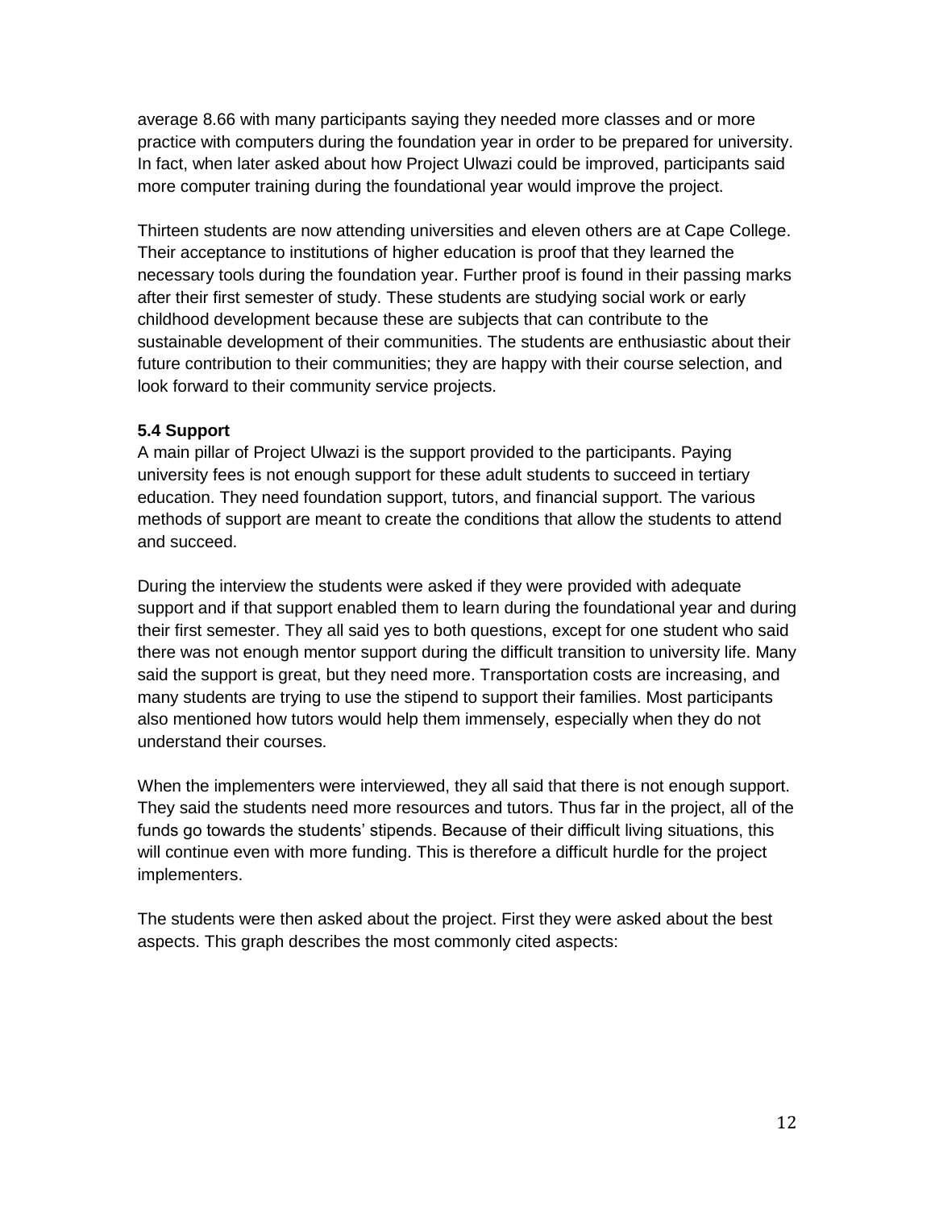average 8.66 with many participants saying they needed more classes and or more practice with computers during the foundation year in order to be prepared for university. In fact, when later asked about how Project Ulwazi could be improved, participants said more computer training during the foundational year would improve the project.

Thirteen students are now attending universities and eleven others are at Cape College. Their acceptance to institutions of higher education is proof that they learned the necessary tools during the foundation year. Further proof is found in their passing marks after their first semester of study. These students are studying social work or early childhood development because these are subjects that can contribute to the sustainable development of their communities. The students are enthusiastic about their future contribution to their communities; they are happy with their course selection, and look forward to their community service projects.

### 5.4 Support

A main pillar of Project Ulwazi is the support provided to the participants. Paying university fees is not enough support for these adult students to succeed in tertiary education. They need foundation support, tutors, and financial support. The various methods of support are meant to create the conditions that allow the students to attend and succeed.

During the interview the students were asked if they were provided with adequate support and if that support enabled them to learn during the foundational year and during their first semester. They all said yes to both questions, except for one student who said there was not enough mentor support during the difficult transition to university life. Many said the support is great, but they need more. Transportation costs are increasing, and many students are trying to use the stipend to support their families. Most participants also mentioned how tutors would help them immensely, especially when they do not understand their courses.

When the implementers were interviewed, they all said that there is not enough support. They said the students need more resources and tutors. Thus far in the project, all of the funds go towards the students' stipends. Because of their difficult living situations, this will continue even with more funding. This is therefore a difficult hurdle for the project implementers.

The students were then asked about the project. First they were asked about the best aspects. This graph describes the most commonly cited aspects: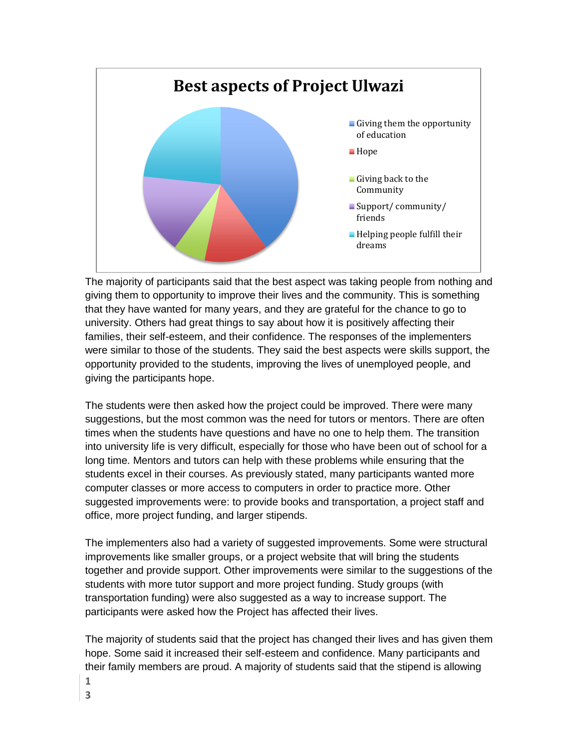**Best aspects of Project Ulwazi**

- Giving them the opportunity of education
- Hope
- Giving back to the Community
- Support/ community/ friends
- Helping people fulfill their dreams

The majority of participants said that the best aspect was taking people from nothing and giving them to opportunity to improve their lives and the community. This is something that they have wanted for many years, and they are grateful for the chance to go to university. Others had great things to say about how it is positively affecting their families, their self-esteem, and their confidence. The responses of the implementers were similar to those of the students. They said the best aspects were skills support, the opportunity provided to the students, improving the lives of unemployed people, and giving the participants hope.

The students were then asked how the project could be improved. There were many suggestions, but the most common was the need for tutors or mentors. There are often times when the students have questions and have no one to help them. The transition into university life is very difficult, especially for those who have been out of school for a long time. Mentors and tutors can help with these problems while ensuring that the students excel in their courses. As previously stated, many participants wanted more computer classes or more access to computers in order to practice more. Other suggested improvements were: to provide books and transportation, a project staff and office, more project funding, and larger stipends.

The implementers also had a variety of suggested improvements. Some were structural improvements like smaller groups, or a project website that will bring the students together and provide support. Other improvements were similar to the suggestions of the students with more tutor support and more project funding. Study groups (with transportation funding) were also suggested as a way to increase support. The participants were asked how the Project has affected their lives.

The majority of students said that the project has changed their lives and has given them hope. Some said it increased their self-esteem and confidence. Many participants and their family members are proud. A majority of students said that the stipend is allowing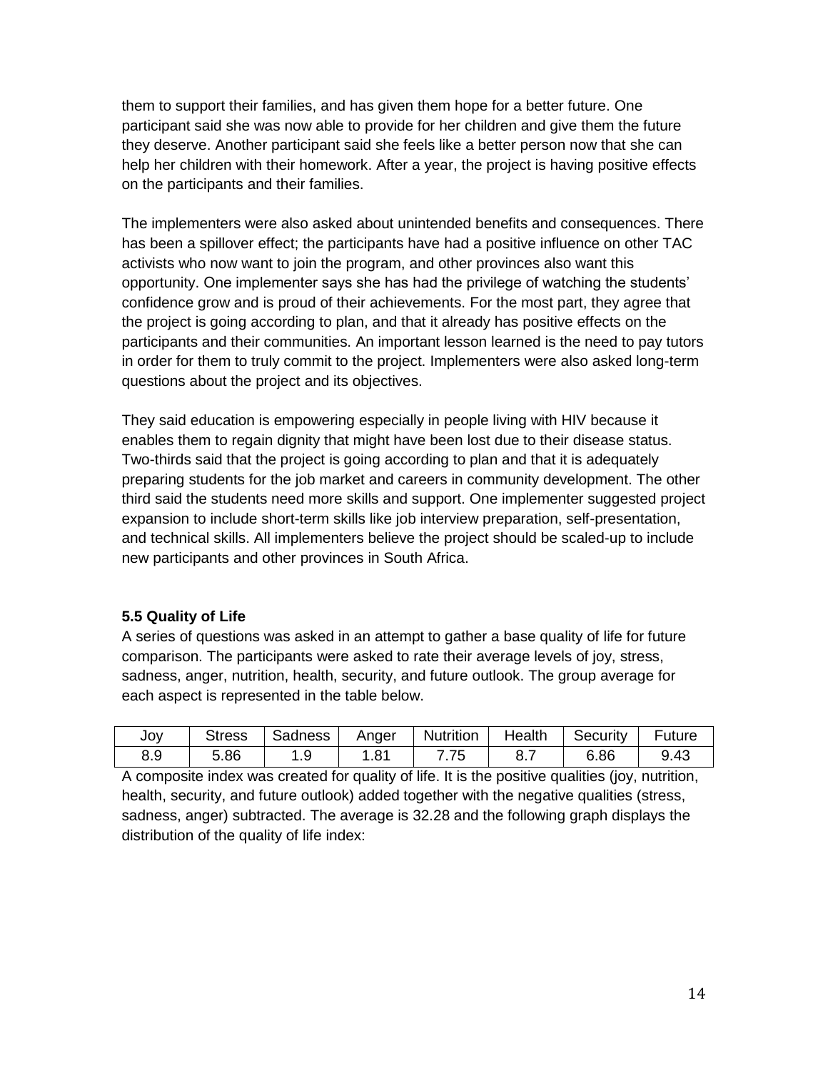them to support their families, and has given them hope for a better future. One participant said she was now able to provide for her children and give them the future they deserve. Another participant said she feels like a better person now that she can help her children with their homework. After a year, the project is having positive effects on the participants and their families.

The implementers were also asked about unintended benefits and consequences. There has been a spillover effect; the participants have had a positive influence on other TAC activists who now want to join the program, and other provinces also want this opportunity. One implementer says she has had the privilege of watching the students' confidence grow and is proud of their achievements. For the most part, they agree that the project is going according to plan, and that it already has positive effects on the participants and their communities. An important lesson learned is the need to pay tutors in order for them to truly commit to the project. Implementers were also asked long-term questions about the project and its objectives.

They said education is empowering especially in people living with HIV because it enables them to regain dignity that might have been lost due to their disease status. Two-thirds said that the project is going according to plan and that it is adequately preparing students for the job market and careers in community development. The other third said the students need more skills and support. One implementer suggested project expansion to include short-term skills like job interview preparation, self-presentation, and technical skills. All implementers believe the project should be scaled-up to include new participants and other provinces in South Africa.

### 5.5 Quality of Life

A series of questions was asked in an attempt to gather a base quality of life for future comparison. The participants were asked to rate their average levels of joy, stress, sadness, anger, nutrition, health, security, and future outlook. The group average for each aspect is represented in the table below.

| Joy | Stress | Sadness | Anger | Nutrition | Health | Security | Future |
|---|---|---|---|---|---|---|---|
| 8.9 | 5.86 | 1.9 | 1.81 | 7.75 | 8.7 | 6.86 | 9.43 |

A composite index was created for quality of life. It is the positive qualities (joy, nutrition, health, security, and future outlook) added together with the negative qualities (stress, sadness, anger) subtracted. The average is 32.28 and the following graph displays the distribution of the quality of life index: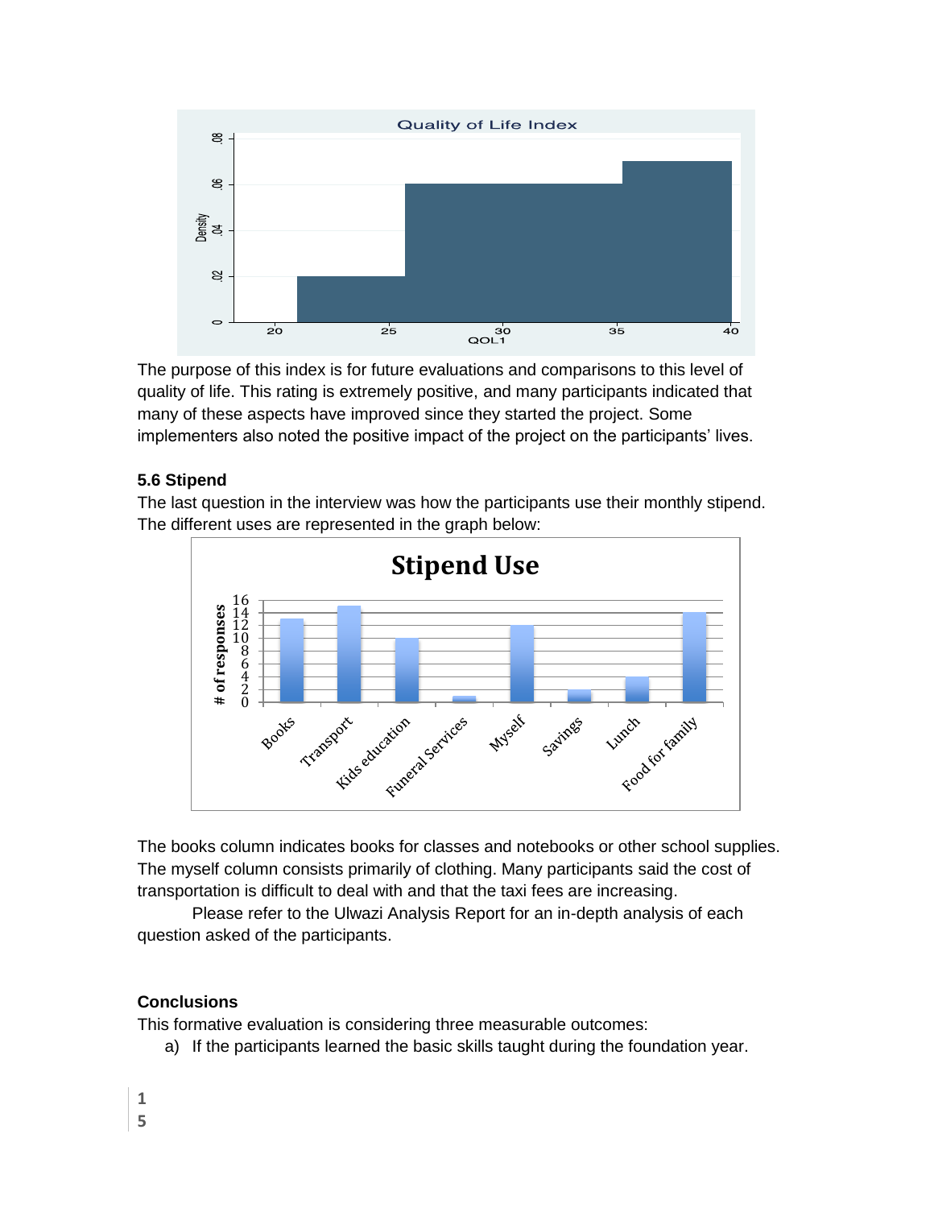The purpose of this index is for future evaluations and comparisons to this level of quality of life. This rating is extremely positive, and many participants indicated that many of these aspects have improved since they started the project. Some implementers also noted the positive impact of the project on the participants' lives.

### 5.6 Stipend

The last question in the interview was how the participants use their monthly stipend. The different uses are represented in the graph below:

The books column indicates books for classes and notebooks or other school supplies. The myself column consists primarily of clothing. Many participants said the cost of transportation is difficult to deal with and that the taxi fees are increasing.

Please refer to the Ulwazi Analysis Report for an in-depth analysis of each question asked of the participants.

### Conclusions

This formative evaluation is considering three measurable outcomes:

a) If the participants learned the basic skills taught during the foundation year.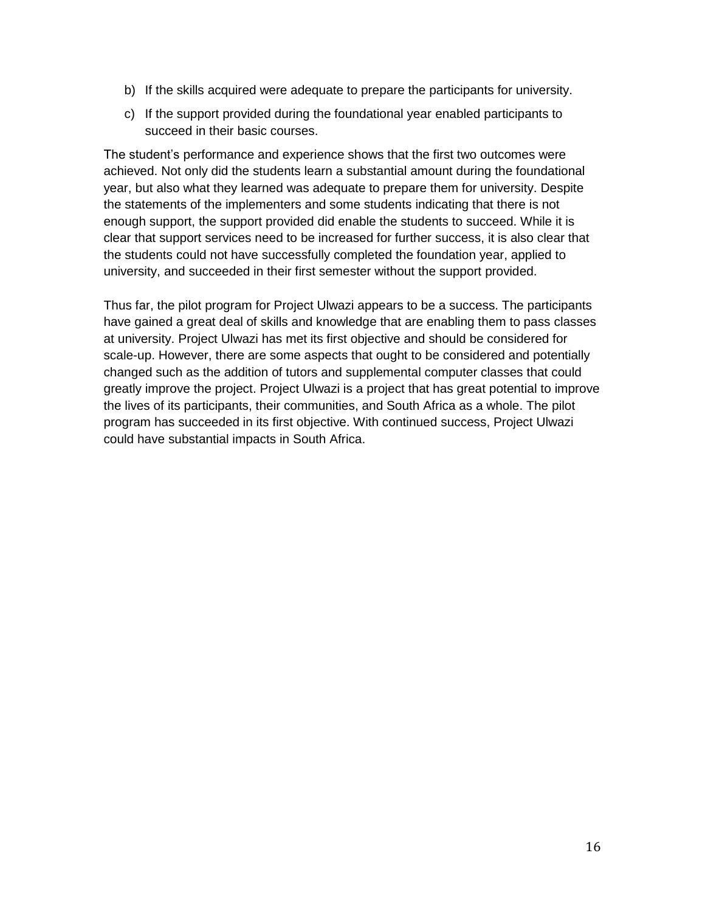b) If the skills acquired were adequate to prepare the participants for university.

c) If the support provided during the foundational year enabled participants to succeed in their basic courses.

The student's performance and experience shows that the first two outcomes were achieved. Not only did the students learn a substantial amount during the foundational year, but also what they learned was adequate to prepare them for university. Despite the statements of the implementers and some students indicating that there is not enough support, the support provided did enable the students to succeed. While it is clear that support services need to be increased for further success, it is also clear that the students could not have successfully completed the foundation year, applied to university, and succeeded in their first semester without the support provided.

Thus far, the pilot program for Project Ulwazi appears to be a success. The participants have gained a great deal of skills and knowledge that are enabling them to pass classes at university. Project Ulwazi has met its first objective and should be considered for scale-up. However, there are some aspects that ought to be considered and potentially changed such as the addition of tutors and supplemental computer classes that could greatly improve the project. Project Ulwazi is a project that has great potential to improve the lives of its participants, their communities, and South Africa as a whole. The pilot program has succeeded in its first objective. With continued success, Project Ulwazi could have substantial impacts in South Africa.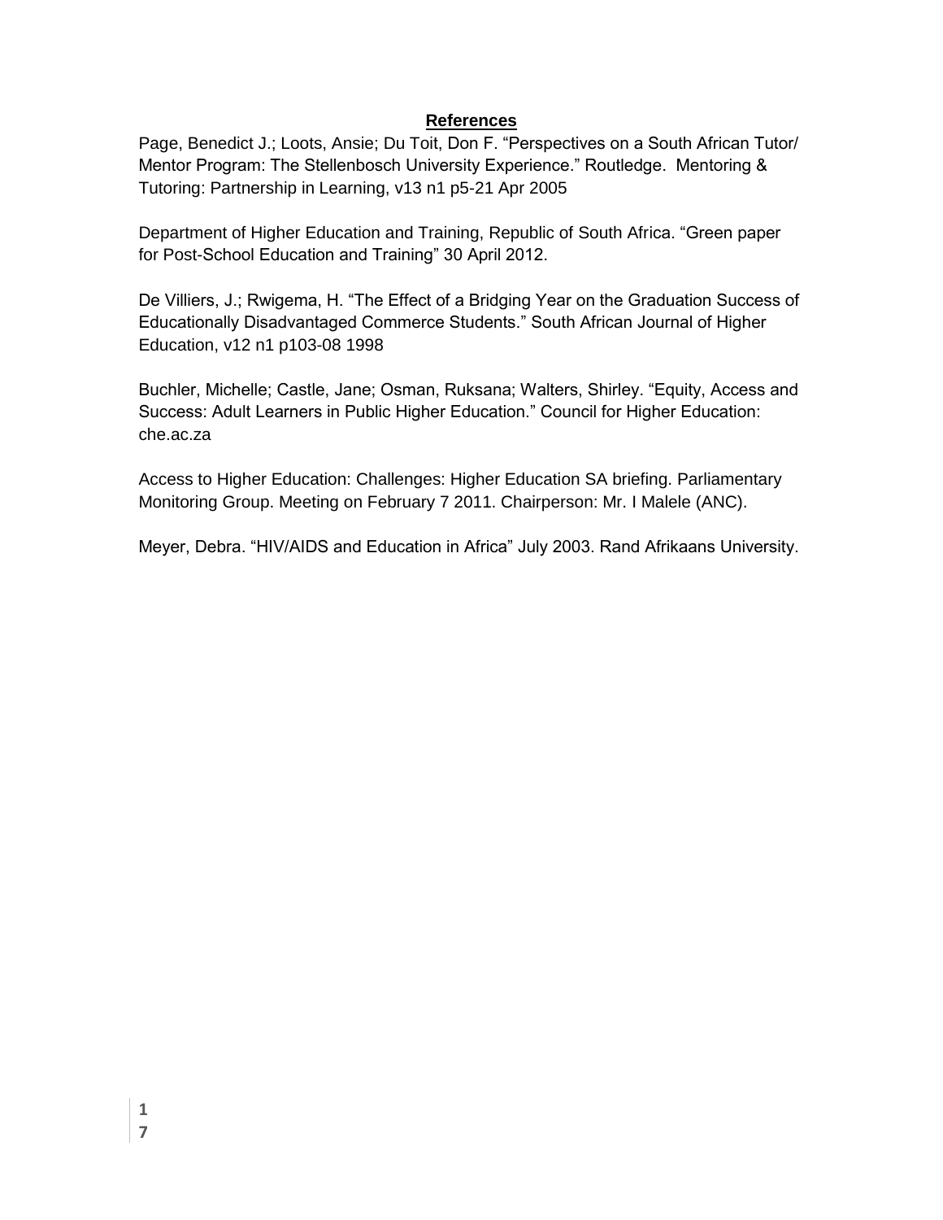## References

Page, Benedict J.; Loots, Ansie; Du Toit, Don F. "Perspectives on a South African Tutor/ Mentor Program: The Stellenbosch University Experience." Routledge. Mentoring & Tutoring: Partnership in Learning, v13 n1 p5-21 Apr 2005

Department of Higher Education and Training, Republic of South Africa. "Green paper for Post-School Education and Training" 30 April 2012.

De Villiers, J.; Rwigema, H. "The Effect of a Bridging Year on the Graduation Success of Educationally Disadvantaged Commerce Students." South African Journal of Higher Education, v12 n1 p103-08 1998

Buchler, Michelle; Castle, Jane; Osman, Ruksana; Walters, Shirley. "Equity, Access and Success: Adult Learners in Public Higher Education." Council for Higher Education: che.ac.za

Access to Higher Education: Challenges: Higher Education SA briefing. Parliamentary Monitoring Group. Meeting on February 7 2011. Chairperson: Mr. I Malele (ANC).

Meyer, Debra. "HIV/AIDS and Education in Africa" July 2003. Rand Afrikaans University.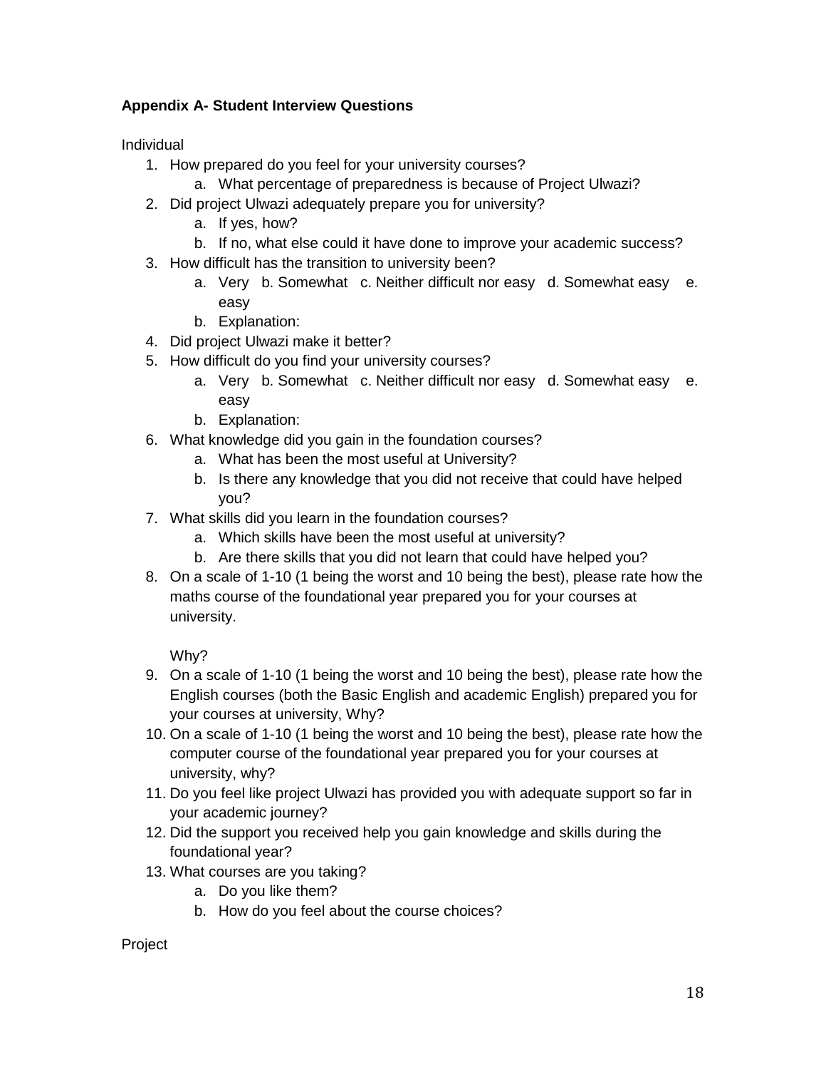**Appendix A- Student Interview Questions**

Individual

1. How prepared do you feel for your university courses?
    a. What percentage of preparedness is because of Project Ulwazi?
2. Did project Ulwazi adequately prepare you for university?
    a. If yes, how?
    b. If no, what else could it have done to improve your academic success?
3. How difficult has the transition to university been?
    a. Very b. Somewhat c. Neither difficult nor easy d. Somewhat easy e. easy
    b. Explanation:
4. Did project Ulwazi make it better?
5. How difficult do you find your university courses?
    a. Very b. Somewhat c. Neither difficult nor easy d. Somewhat easy e. easy
    b. Explanation:
6. What knowledge did you gain in the foundation courses?
    a. What has been the most useful at University?
    b. Is there any knowledge that you did not receive that could have helped you?
7. What skills did you learn in the foundation courses?
    a. Which skills have been the most useful at university?
    b. Are there skills that you did not learn that could have helped you?
8. On a scale of 1-10 (1 being the worst and 10 being the best), please rate how the maths course of the foundational year prepared you for your courses at university.

    Why?
9. On a scale of 1-10 (1 being the worst and 10 being the best), please rate how the English courses (both the Basic English and academic English) prepared you for your courses at university, Why?
10. On a scale of 1-10 (1 being the worst and 10 being the best), please rate how the computer course of the foundational year prepared you for your courses at university, why?
11. Do you feel like project Ulwazi has provided you with adequate support so far in your academic journey?
12. Did the support you received help you gain knowledge and skills during the foundational year?
13. What courses are you taking?
    a. Do you like them?
    b. How do you feel about the course choices?

Project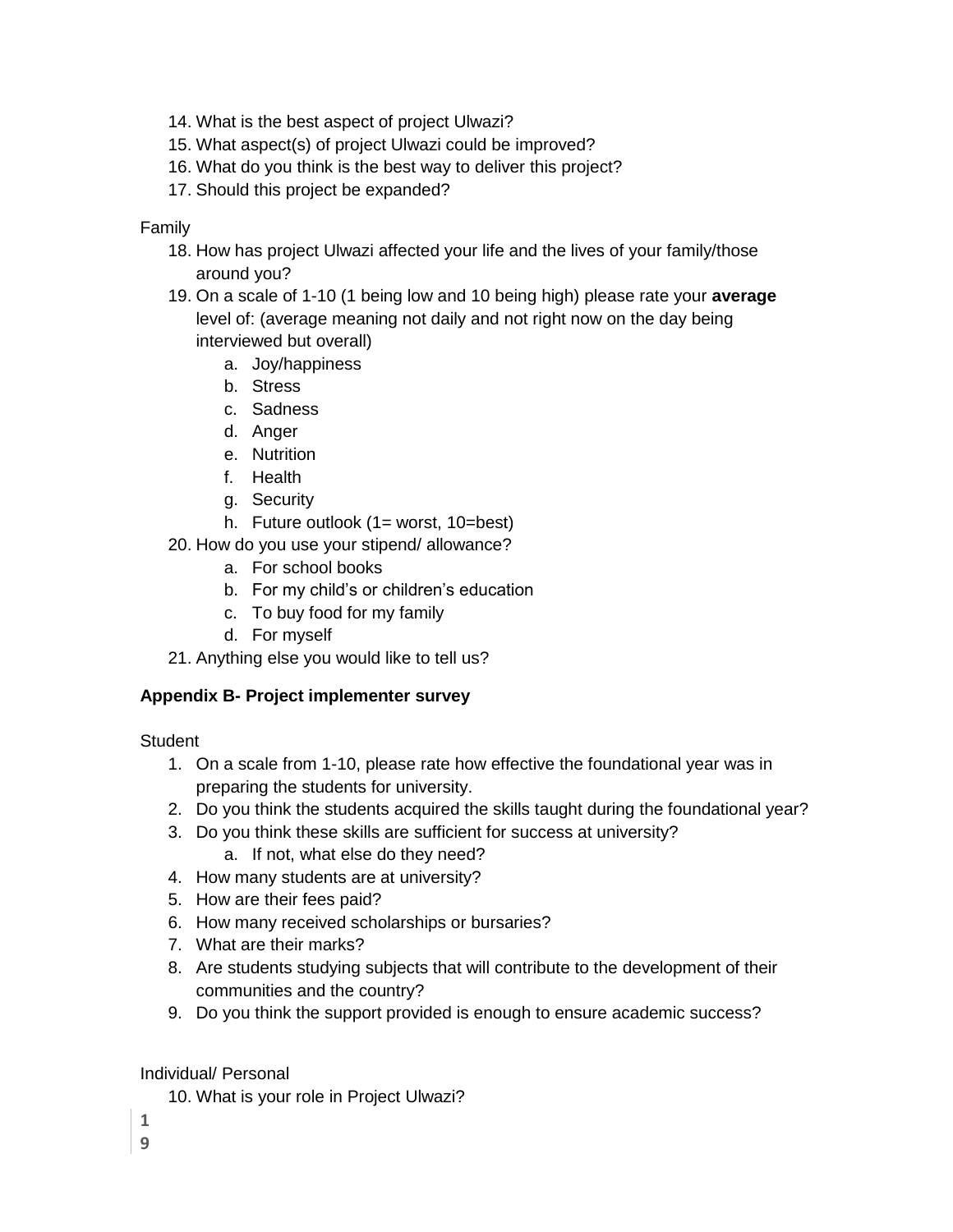14. What is the best aspect of project Ulwazi?
15. What aspect(s) of project Ulwazi could be improved?
16. What do you think is the best way to deliver this project?
17. Should this project be expanded?

Family

18. How has project Ulwazi affected your life and the lives of your family/those around you?
19. On a scale of 1-10 (1 being low and 10 being high) please rate your **average** level of: (average meaning not daily and not right now on the day being interviewed but overall)
    a. Joy/happiness
    b. Stress
    c. Sadness
    d. Anger
    e. Nutrition
    f. Health
    g. Security
    h. Future outlook (1= worst, 10=best)
20. How do you use your stipend/ allowance?
    a. For school books
    b. For my child's or children's education
    c. To buy food for my family
    d. For myself
21. Anything else you would like to tell us?

**Appendix B- Project implementer survey**

Student

1. On a scale from 1-10, please rate how effective the foundational year was in preparing the students for university.
2. Do you think the students acquired the skills taught during the foundational year?
3. Do you think these skills are sufficient for success at university?
    a. If not, what else do they need?
4. How many students are at university?
5. How are their fees paid?
6. How many received scholarships or bursaries?
7. What are their marks?
8. Are students studying subjects that will contribute to the development of their communities and the country?
9. Do you think the support provided is enough to ensure academic success?

Individual/ Personal

10. What is your role in Project Ulwazi?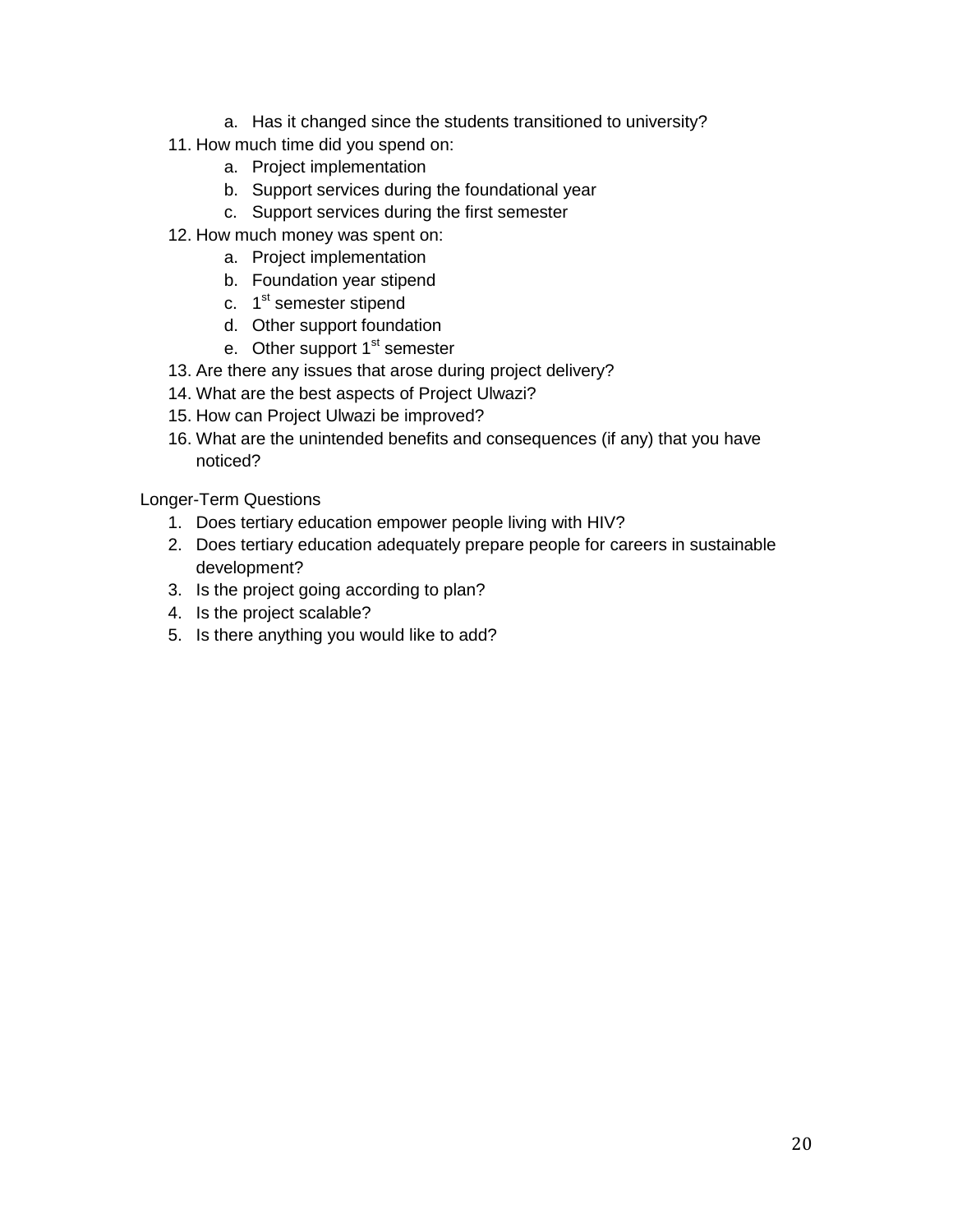a. Has it changed since the students transitioned to university?

11. How much time did you spend on:
    a. Project implementation
    b. Support services during the foundational year
    c. Support services during the first semester
12. How much money was spent on:
    a. Project implementation
    b. Foundation year stipend
    c. 1st semester stipend
    d. Other support foundation
    e. Other support 1st semester
13. Are there any issues that arose during project delivery?
14. What are the best aspects of Project Ulwazi?
15. How can Project Ulwazi be improved?
16. What are the unintended benefits and consequences (if any) that you have noticed?

Longer-Term Questions

1. Does tertiary education empower people living with HIV?
2. Does tertiary education adequately prepare people for careers in sustainable development?
3. Is the project going according to plan?
4. Is the project scalable?
5. Is there anything you would like to add?